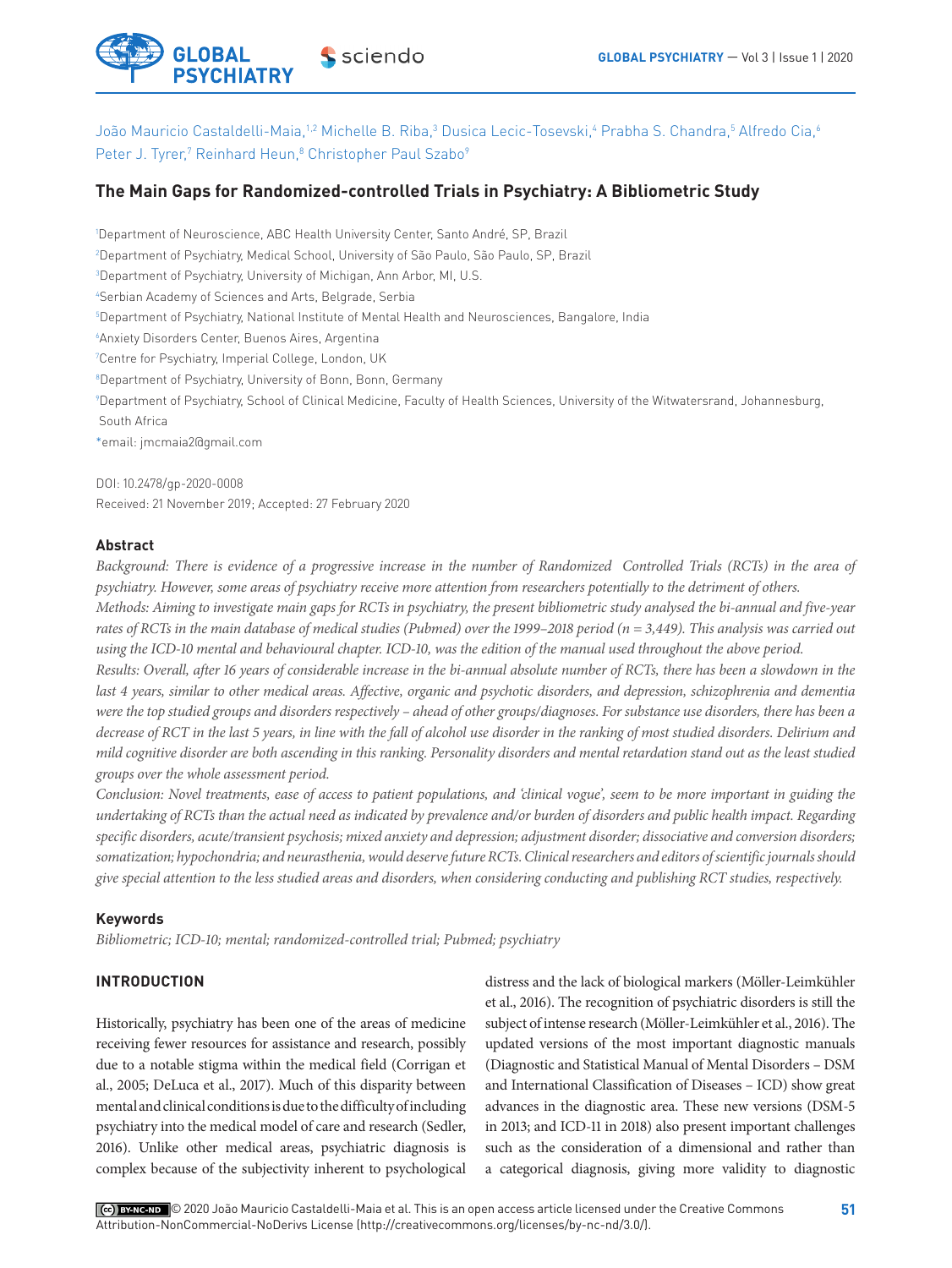João Mauricio Castaldelli-Maia,[1,2] Michelle B. Riba,[3] Dusica Lecic-Tosevski,[4] Prabha S. Chandra,[5] Alfredo Cia,[6] Peter J. Tyrer,[7] Reinhard Heun,[8] Christopher Paul Szabo[9]

# The Main Gaps for Randomized-controlled Trials in Psychiatry: A Bibliometric Study

[1]Department of Neuroscience, ABC Health University Center, Santo André, SP, Brazil
[2]Department of Psychiatry, Medical School, University of São Paulo, São Paulo, SP, Brazil
[3]Department of Psychiatry, University of Michigan, Ann Arbor, MI, U.S.
[4]Serbian Academy of Sciences and Arts, Belgrade, Serbia
[5]Department of Psychiatry, National Institute of Mental Health and Neurosciences, Bangalore, India
[6]Anxiety Disorders Center, Buenos Aires, Argentina
[7]Centre for Psychiatry, Imperial College, London, UK
[8]Department of Psychiatry, University of Bonn, Bonn, Germany
[9]Department of Psychiatry, School of Clinical Medicine, Faculty of Health Sciences, University of the Witwatersrand, Johannesburg, South Africa
*email: jmcmaia2@gmail.com

DOI: 10.2478/gp-2020-0008
Received: 21 November 2019; Accepted: 27 February 2020

### Abstract

*Background: There is evidence of a progressive increase in the number of Randomized Controlled Trials (RCTs) in the area of psychiatry. However, some areas of psychiatry receive more attention from researchers potentially to the detriment of others.*
*Methods: Aiming to investigate main gaps for RCTs in psychiatry, the present bibliometric study analysed the bi-annual and five-year rates of RCTs in the main database of medical studies (Pubmed) over the 1999–2018 period (n = 3,449). This analysis was carried out using the ICD-10 mental and behavioural chapter. ICD-10, was the edition of the manual used throughout the above period.*
*Results: Overall, after 16 years of considerable increase in the bi-annual absolute number of RCTs, there has been a slowdown in the last 4 years, similar to other medical areas. Affective, organic and psychotic disorders, and depression, schizophrenia and dementia were the top studied groups and disorders respectively – ahead of other groups/diagnoses. For substance use disorders, there has been a decrease of RCT in the last 5 years, in line with the fall of alcohol use disorder in the ranking of most studied disorders. Delirium and mild cognitive disorder are both ascending in this ranking. Personality disorders and mental retardation stand out as the least studied groups over the whole assessment period.*
*Conclusion: Novel treatments, ease of access to patient populations, and 'clinical vogue', seem to be more important in guiding the undertaking of RCTs than the actual need as indicated by prevalence and/or burden of disorders and public health impact. Regarding specific disorders, acute/transient psychosis; mixed anxiety and depression; adjustment disorder; dissociative and conversion disorders; somatization; hypochondria; and neurasthenia, would deserve future RCTs. Clinical researchers and editors of scientific journals should give special attention to the less studied areas and disorders, when considering conducting and publishing RCT studies, respectively.*

### Keywords

*Bibliometric; ICD-10; mental; randomized-controlled trial; Pubmed; psychiatry*

## INTRODUCTION

Historically, psychiatry has been one of the areas of medicine receiving fewer resources for assistance and research, possibly due to a notable stigma within the medical field (Corrigan et al., 2005; DeLuca et al., 2017). Much of this disparity between mental and clinical conditions is due to the difficulty of including psychiatry into the medical model of care and research (Sedler, 2016). Unlike other medical areas, psychiatric diagnosis is complex because of the subjectivity inherent to psychological distress and the lack of biological markers (Möller-Leimkühler et al., 2016). The recognition of psychiatric disorders is still the subject of intense research (Möller-Leimkühler et al., 2016). The updated versions of the most important diagnostic manuals (Diagnostic and Statistical Manual of Mental Disorders – DSM and International Classification of Diseases – ICD) show great advances in the diagnostic area. These new versions (DSM-5 in 2013; and ICD-11 in 2018) also present important challenges such as the consideration of a dimensional and rather than a categorical diagnosis, giving more validity to diagnostic

© 2020 João Mauricio Castaldelli-Maia et al. This is an open access article licensed under the Creative Commons Attribution-NonCommercial-NoDerivs License (http://creativecommons.org/licenses/by-nc-nd/3.0/).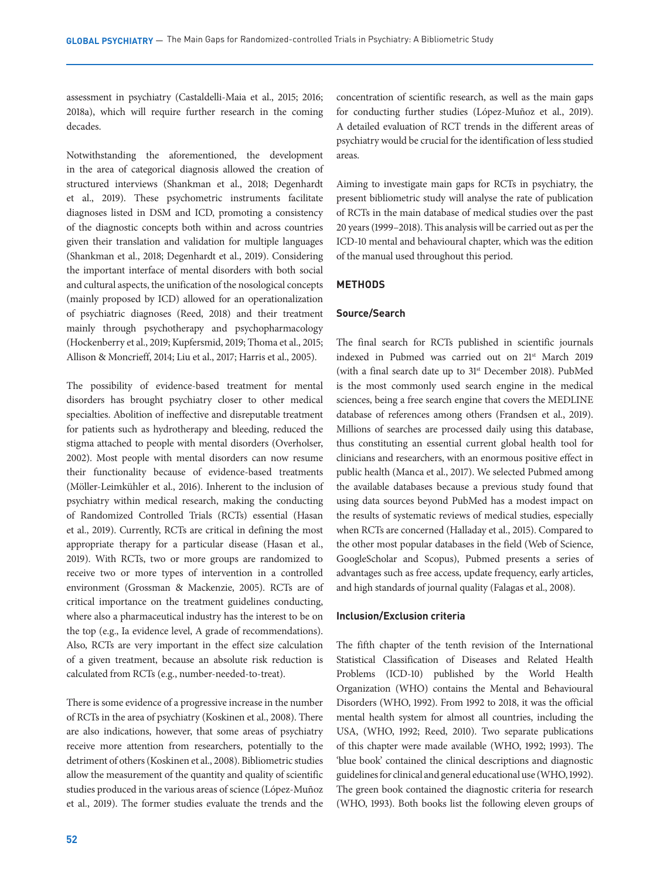assessment in psychiatry (Castaldelli-Maia et al., 2015; 2016; 2018a), which will require further research in the coming decades.

Notwithstanding the aforementioned, the development in the area of categorical diagnosis allowed the creation of structured interviews (Shankman et al., 2018; Degenhardt et al., 2019). These psychometric instruments facilitate diagnoses listed in DSM and ICD, promoting a consistency of the diagnostic concepts both within and across countries given their translation and validation for multiple languages (Shankman et al., 2018; Degenhardt et al., 2019). Considering the important interface of mental disorders with both social and cultural aspects, the unification of the nosological concepts (mainly proposed by ICD) allowed for an operationalization of psychiatric diagnoses (Reed, 2018) and their treatment mainly through psychotherapy and psychopharmacology (Hockenberry et al., 2019; Kupfersmid, 2019; Thoma et al., 2015; Allison & Moncrieff, 2014; Liu et al., 2017; Harris et al., 2005).

The possibility of evidence-based treatment for mental disorders has brought psychiatry closer to other medical specialties. Abolition of ineffective and disreputable treatment for patients such as hydrotherapy and bleeding, reduced the stigma attached to people with mental disorders (Overholser, 2002). Most people with mental disorders can now resume their functionality because of evidence-based treatments (Möller-Leimkühler et al., 2016). Inherent to the inclusion of psychiatry within medical research, making the conducting of Randomized Controlled Trials (RCTs) essential (Hasan et al., 2019). Currently, RCTs are critical in defining the most appropriate therapy for a particular disease (Hasan et al., 2019). With RCTs, two or more groups are randomized to receive two or more types of intervention in a controlled environment (Grossman & Mackenzie, 2005). RCTs are of critical importance on the treatment guidelines conducting, where also a pharmaceutical industry has the interest to be on the top (e.g., Ia evidence level, A grade of recommendations). Also, RCTs are very important in the effect size calculation of a given treatment, because an absolute risk reduction is calculated from RCTs (e.g., number-needed-to-treat).

There is some evidence of a progressive increase in the number of RCTs in the area of psychiatry (Koskinen et al., 2008). There are also indications, however, that some areas of psychiatry receive more attention from researchers, potentially to the detriment of others (Koskinen et al., 2008). Bibliometric studies allow the measurement of the quantity and quality of scientific studies produced in the various areas of science (López-Muñoz et al., 2019). The former studies evaluate the trends and the concentration of scientific research, as well as the main gaps for conducting further studies (López-Muñoz et al., 2019). A detailed evaluation of RCT trends in the different areas of psychiatry would be crucial for the identification of less studied areas.

Aiming to investigate main gaps for RCTs in psychiatry, the present bibliometric study will analyse the rate of publication of RCTs in the main database of medical studies over the past 20 years (1999–2018). This analysis will be carried out as per the ICD-10 mental and behavioural chapter, which was the edition of the manual used throughout this period.

## METHODS

### Source/Search

The final search for RCTs published in scientific journals indexed in Pubmed was carried out on 21st March 2019 (with a final search date up to 31st December 2018). PubMed is the most commonly used search engine in the medical sciences, being a free search engine that covers the MEDLINE database of references among others (Frandsen et al., 2019). Millions of searches are processed daily using this database, thus constituting an essential current global health tool for clinicians and researchers, with an enormous positive effect in public health (Manca et al., 2017). We selected Pubmed among the available databases because a previous study found that using data sources beyond PubMed has a modest impact on the results of systematic reviews of medical studies, especially when RCTs are concerned (Halladay et al., 2015). Compared to the other most popular databases in the field (Web of Science, GoogleScholar and Scopus), Pubmed presents a series of advantages such as free access, update frequency, early articles, and high standards of journal quality (Falagas et al., 2008).

### Inclusion/Exclusion criteria

The fifth chapter of the tenth revision of the International Statistical Classification of Diseases and Related Health Problems (ICD-10) published by the World Health Organization (WHO) contains the Mental and Behavioural Disorders (WHO, 1992). From 1992 to 2018, it was the official mental health system for almost all countries, including the USA, (WHO, 1992; Reed, 2010). Two separate publications of this chapter were made available (WHO, 1992; 1993). The 'blue book' contained the clinical descriptions and diagnostic guidelines for clinical and general educational use (WHO, 1992). The green book contained the diagnostic criteria for research (WHO, 1993). Both books list the following eleven groups of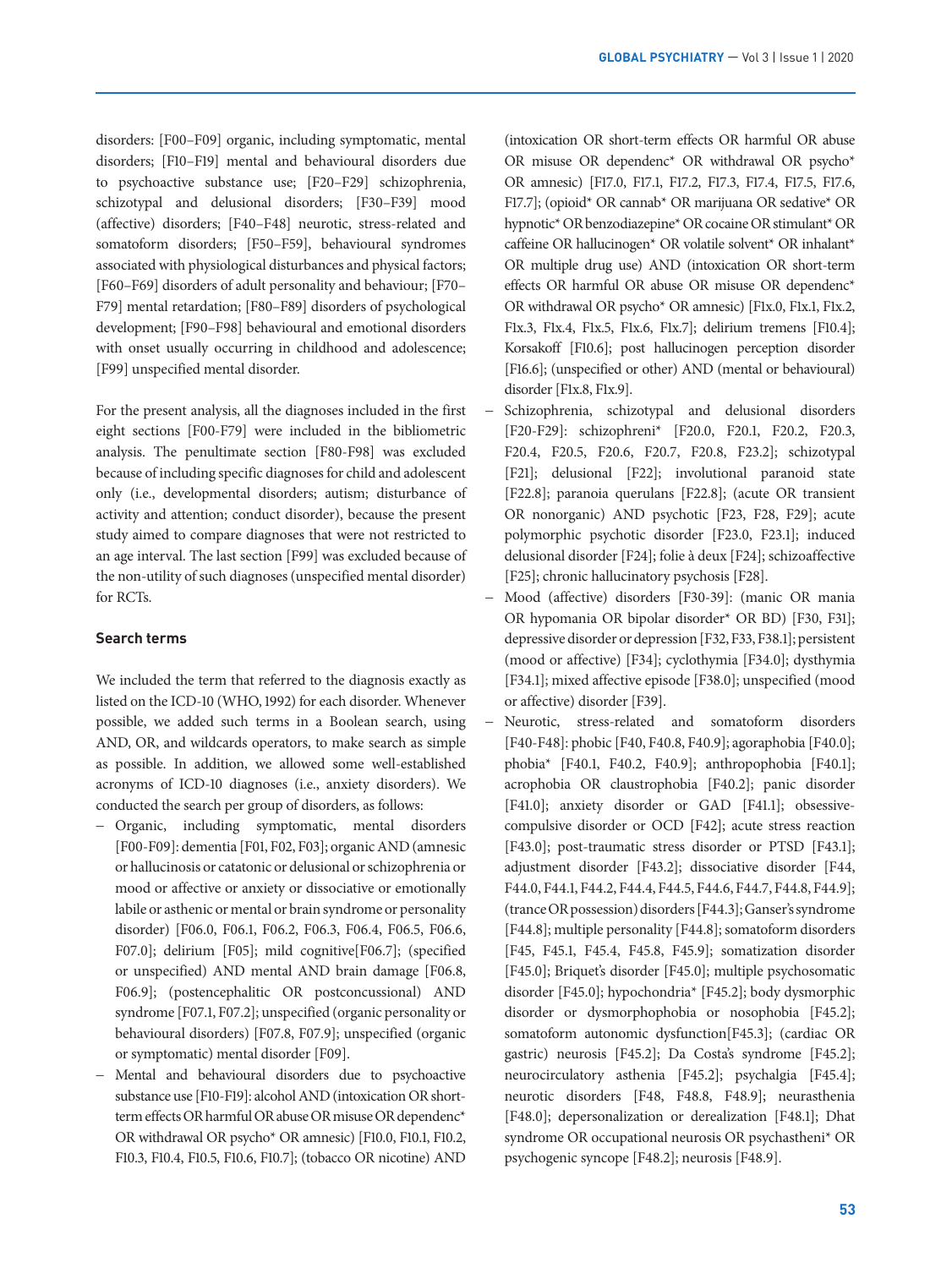disorders: [F00–F09] organic, including symptomatic, mental disorders; [F10–F19] mental and behavioural disorders due to psychoactive substance use; [F20–F29] schizophrenia, schizotypal and delusional disorders; [F30–F39] mood (affective) disorders; [F40–F48] neurotic, stress-related and somatoform disorders; [F50–F59], behavioural syndromes associated with physiological disturbances and physical factors; [F60–F69] disorders of adult personality and behaviour; [F70–F79] mental retardation; [F80–F89] disorders of psychological development; [F90–F98] behavioural and emotional disorders with onset usually occurring in childhood and adolescence; [F99] unspecified mental disorder.

For the present analysis, all the diagnoses included in the first eight sections [F00-F79] were included in the bibliometric analysis. The penultimate section [F80-F98] was excluded because of including specific diagnoses for child and adolescent only (i.e., developmental disorders; autism; disturbance of activity and attention; conduct disorder), because the present study aimed to compare diagnoses that were not restricted to an age interval. The last section [F99] was excluded because of the non-utility of such diagnoses (unspecified mental disorder) for RCTs.

### Search terms

We included the term that referred to the diagnosis exactly as listed on the ICD-10 (WHO, 1992) for each disorder. Whenever possible, we added such terms in a Boolean search, using AND, OR, and wildcards operators, to make search as simple as possible. In addition, we allowed some well-established acronyms of ICD-10 diagnoses (i.e., anxiety disorders). We conducted the search per group of disorders, as follows:

- Organic, including symptomatic, mental disorders [F00-F09]: dementia [F01, F02, F03]; organic AND (amnesic or hallucinosis or catatonic or delusional or schizophrenia or mood or affective or anxiety or dissociative or emotionally labile or asthenic or mental or brain syndrome or personality disorder) [F06.0, F06.1, F06.2, F06.3, F06.4, F06.5, F06.6, F07.0]; delirium [F05]; mild cognitive[F06.7]; (specified or unspecified) AND mental AND brain damage [F06.8, F06.9]; (postencephalitic OR postconcussional) AND syndrome [F07.1, F07.2]; unspecified (organic personality or behavioural disorders) [F07.8, F07.9]; unspecified (organic or symptomatic) mental disorder [F09].
- Mental and behavioural disorders due to psychoactive substance use [F10-F19]: alcohol AND (intoxication OR short-term effects OR harmful OR abuse OR misuse OR dependenc* OR withdrawal OR psycho* OR amnesic) [F10.0, F10.1, F10.2, F10.3, F10.4, F10.5, F10.6, F10.7]; (tobacco OR nicotine) AND (intoxication OR short-term effects OR harmful OR abuse OR misuse OR dependenc* OR withdrawal OR psycho* OR amnesic) [F17.0, F17.1, F17.2, F17.3, F17.4, F17.5, F17.6, F17.7]; (opioid* OR cannab* OR marijuana OR sedative* OR hypnotic* OR benzodiazepine* OR cocaine OR stimulant* OR caffeine OR hallucinogen* OR volatile solvent* OR inhalant* OR multiple drug use) AND (intoxication OR short-term effects OR harmful OR abuse OR misuse OR dependenc* OR withdrawal OR psycho* OR amnesic) [F1x.0, F1x.1, F1x.2, F1x.3, F1x.4, F1x.5, F1x.6, F1x.7]; delirium tremens [F10.4]; Korsakoff [F10.6]; post hallucinogen perception disorder [F16.6]; (unspecified or other) AND (mental or behavioural) disorder [F1x.8, F1x.9].
- Schizophrenia, schizotypal and delusional disorders [F20-F29]: schizophreni* [F20.0, F20.1, F20.2, F20.3, F20.4, F20.5, F20.6, F20.7, F20.8, F23.2]; schizotypal [F21]; delusional [F22]; involutional paranoid state [F22.8]; paranoia querulans [F22.8]; (acute OR transient OR nonorganic) AND psychotic [F23, F28, F29]; acute polymorphic psychotic disorder [F23.0, F23.1]; induced delusional disorder [F24]; folie à deux [F24]; schizoaffective [F25]; chronic hallucinatory psychosis [F28].
- Mood (affective) disorders [F30-39]: (manic OR mania OR hypomania OR bipolar disorder* OR BD) [F30, F31]; depressive disorder or depression [F32, F33, F38.1]; persistent (mood or affective) [F34]; cyclothymia [F34.0]; dysthymia [F34.1]; mixed affective episode [F38.0]; unspecified (mood or affective) disorder [F39].
- Neurotic, stress-related and somatoform disorders [F40-F48]: phobic [F40, F40.8, F40.9]; agoraphobia [F40.0]; phobia* [F40.1, F40.2, F40.9]; anthropophobia [F40.1]; acrophobia OR claustrophobia [F40.2]; panic disorder [F41.0]; anxiety disorder or GAD [F41.1]; obsessive-compulsive disorder or OCD [F42]; acute stress reaction [F43.0]; post-traumatic stress disorder or PTSD [F43.1]; adjustment disorder [F43.2]; dissociative disorder [F44, F44.0, F44.1, F44.2, F44.4, F44.5, F44.6, F44.7, F44.8, F44.9]; (trance OR possession) disorders [F44.3]; Ganser's syndrome [F44.8]; multiple personality [F44.8]; somatoform disorders [F45, F45.1, F45.4, F45.8, F45.9]; somatization disorder [F45.0]; Briquet's disorder [F45.0]; multiple psychosomatic disorder [F45.0]; hypochondria* [F45.2]; body dysmorphic disorder or dysmorphophobia or nosophobia [F45.2]; somatoform autonomic dysfunction[F45.3]; (cardiac OR gastric) neurosis [F45.2]; Da Costa's syndrome [F45.2]; neurocirculatory asthenia [F45.2]; psychalgia [F45.4]; neurotic disorders [F48, F48.8, F48.9]; neurasthenia [F48.0]; depersonalization or derealization [F48.1]; Dhat syndrome OR occupational neurosis OR psychastheni* OR psychogenic syncope [F48.2]; neurosis [F48.9].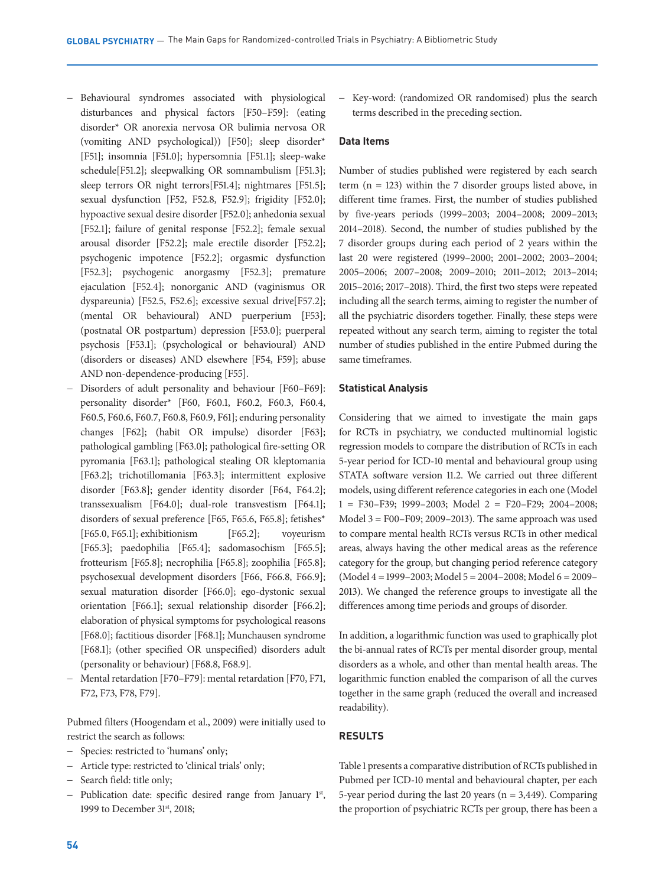- Behavioural syndromes associated with physiological disturbances and physical factors [F50–F59]: (eating disorder* OR anorexia nervosa OR bulimia nervosa OR (vomiting AND psychological)) [F50]; sleep disorder* [F51]; insomnia [F51.0]; hypersomnia [F51.1]; sleep-wake schedule[F51.2]; sleepwalking OR somnambulism [F51.3]; sleep terrors OR night terrors[F51.4]; nightmares [F51.5]; sexual dysfunction [F52, F52.8, F52.9]; frigidity [F52.0]; hypoactive sexual desire disorder [F52.0]; anhedonia sexual [F52.1]; failure of genital response [F52.2]; female sexual arousal disorder [F52.2]; male erectile disorder [F52.2]; psychogenic impotence [F52.2]; orgasmic dysfunction [F52.3]; psychogenic anorgasmy [F52.3]; premature ejaculation [F52.4]; nonorganic AND (vaginismus OR dyspareunia) [F52.5, F52.6]; excessive sexual drive[F57.2]; (mental OR behavioural) AND puerperium [F53]; (postnatal OR postpartum) depression [F53.0]; puerperal psychosis [F53.1]; (psychological or behavioural) AND (disorders or diseases) AND elsewhere [F54, F59]; abuse AND non-dependence-producing [F55].
- Disorders of adult personality and behaviour [F60–F69]: personality disorder* [F60, F60.1, F60.2, F60.3, F60.4, F60.5, F60.6, F60.7, F60.8, F60.9, F61]; enduring personality changes [F62]; (habit OR impulse) disorder [F63]; pathological gambling [F63.0]; pathological fire-setting OR pyromania [F63.1]; pathological stealing OR kleptomania [F63.2]; trichotillomania [F63.3]; intermittent explosive disorder [F63.8]; gender identity disorder [F64, F64.2]; transsexualism [F64.0]; dual-role transvestism [F64.1]; disorders of sexual preference [F65, F65.6, F65.8]; fetishes* [F65.0, F65.1]; exhibitionism [F65.2]; voyeurism [F65.3]; paedophilia [F65.4]; sadomasochism [F65.5]; frotteurism [F65.8]; necrophilia [F65.8]; zoophilia [F65.8]; psychosexual development disorders [F66, F66.8, F66.9]; sexual maturation disorder [F66.0]; ego-dystonic sexual orientation [F66.1]; sexual relationship disorder [F66.2]; elaboration of physical symptoms for psychological reasons [F68.0]; factitious disorder [F68.1]; Munchausen syndrome [F68.1]; (other specified OR unspecified) disorders adult (personality or behaviour) [F68.8, F68.9].
- Mental retardation [F70–F79]: mental retardation [F70, F71, F72, F73, F78, F79].

Pubmed filters (Hoogendam et al., 2009) were initially used to restrict the search as follows:

- Species: restricted to 'humans' only;
- Article type: restricted to 'clinical trials' only;
- Search field: title only;
- Publication date: specific desired range from January 1st, 1999 to December 31st, 2018;
- Key-word: (randomized OR randomised) plus the search terms described in the preceding section.

### Data Items

Number of studies published were registered by each search term (n = 123) within the 7 disorder groups listed above, in different time frames. First, the number of studies published by five-years periods (1999–2003; 2004–2008; 2009–2013; 2014–2018). Second, the number of studies published by the 7 disorder groups during each period of 2 years within the last 20 were registered (1999–2000; 2001–2002; 2003–2004; 2005–2006; 2007–2008; 2009–2010; 2011–2012; 2013–2014; 2015–2016; 2017–2018). Third, the first two steps were repeated including all the search terms, aiming to register the number of all the psychiatric disorders together. Finally, these steps were repeated without any search term, aiming to register the total number of studies published in the entire Pubmed during the same timeframes.

### Statistical Analysis

Considering that we aimed to investigate the main gaps for RCTs in psychiatry, we conducted multinomial logistic regression models to compare the distribution of RCTs in each 5-year period for ICD-10 mental and behavioural group using STATA software version 11.2. We carried out three different models, using different reference categories in each one (Model 1 = F30–F39; 1999–2003; Model 2 = F20–F29; 2004–2008; Model 3 = F00–F09; 2009–2013). The same approach was used to compare mental health RCTs versus RCTs in other medical areas, always having the other medical areas as the reference category for the group, but changing period reference category (Model 4 = 1999–2003; Model 5 = 2004–2008; Model 6 = 2009–2013). We changed the reference groups to investigate all the differences among time periods and groups of disorder.

In addition, a logarithmic function was used to graphically plot the bi-annual rates of RCTs per mental disorder group, mental disorders as a whole, and other than mental health areas. The logarithmic function enabled the comparison of all the curves together in the same graph (reduced the overall and increased readability).

## RESULTS

Table 1 presents a comparative distribution of RCTs published in Pubmed per ICD-10 mental and behavioural chapter, per each 5-year period during the last 20 years (n = 3,449). Comparing the proportion of psychiatric RCTs per group, there has been a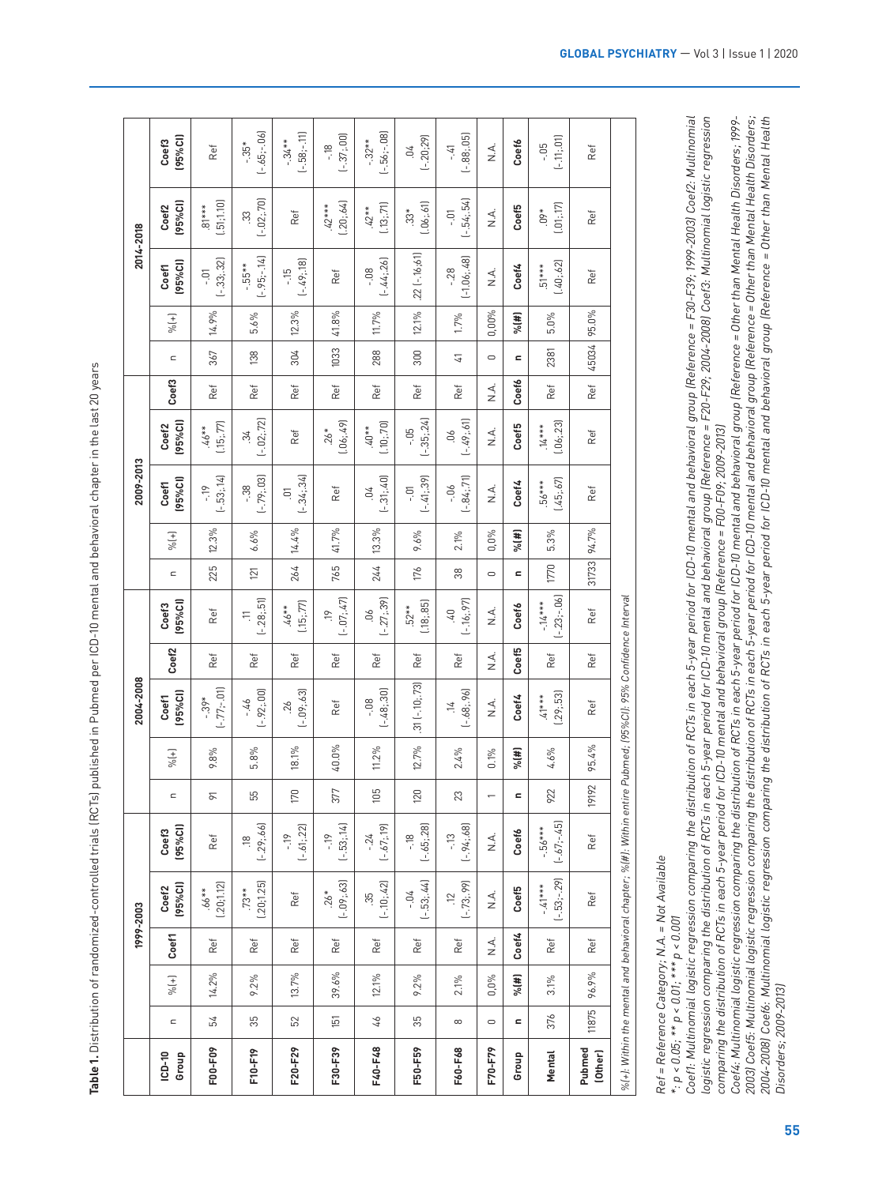**Table 1.** Distribution of randomized-controlled trials (RCTs) published in Pubmed per ICD-10 mental and behavioral chapter in the last 20 years

| ICD-10 Group | 1999-2003 | | | | | 2004-2008 | | | | | 2009-2013 | | | | | 2014-2018 | | | | |
|---|---|---|---|---|---|---|---|---|---|---|---|---|---|---|---|---|---|---|---|---|
| | n | %(+) | Coef1 | Coef2 (95%CI) | Coef3 (95%CI) | n | %(+) | Coef1 (95%CI) | Coef2 | Coef3 (95%CI) | n | %(+) | Coef1 (95%CI) | Coef2 (95%CI) | Coef3 | n | %(+) | Coef1 (95%CI) | Coef2 (95%CI) | Coef3 (95%CI) |
| F00-F09 | 54 | 14.2% | Ref | .66** (.20;1.12) | Ref | 91 | 9.8% | -.39* (-.77;-.01) | Ref | Ref | 225 | 12.3% | -.19 (-.53;.14) | .46** (.15;.77) | Ref | 367 | 14.9% | -.01 (-.33;.32) | .81*** (.51;1.10) | Ref |
| F10-F19 | 35 | 9.2% | Ref | .73** (.20;1.25) | .18 (-.29;.66) | 55 | 5.8% | -.46 (-.92;.00) | Ref | .11 (-.28;.51) | 121 | 6.6% | -.38 (-.79;.03) | .34 (-.02;.72) | Ref | 138 | 5.6% | -.55** (-.95;-.14) | .33 (-.02;.70) | -.35* (-.65;-.06) |
| F20-F29 | 52 | 13.7% | Ref | Ref | -.19 (-.61;.22) | 170 | 18.1% | .26 (-.09;.63) | Ref | .46** (.15;.77) | 264 | 14.4% | .01 (-.34;.34) | Ref | Ref | 304 | 12.3% | -.15 (-.49;.18) | Ref | -.34** (-.58;-.11) |
| F30-F39 | 151 | 39.6% | Ref | .26* (-.09;.63) | -.19 (-.53;.14) | 377 | 40.0% | Ref | Ref | .19 (-.07;.47) | 765 | 41.7% | Ref | .26* (.06;.49) | Ref | 1033 | 41.8% | Ref | .42*** (.20;.64) | -.18 (-.37;.00) |
| F40-F48 | 46 | 12.1% | Ref | .35 (-.10;.42) | -.24 (-.67;.19) | 105 | 11.2% | -.08 (-.48;.30) | Ref | .06 (-.27;.39) | 244 | 13.3% | .04 (-.31;.40) | .40** (.10;.70) | Ref | 288 | 11.7% | -.08 (-.44;.26) | .42** (.13;.71) | -.32** (-.56;-.08) |
| F50-F59 | 35 | 9.2% | Ref | -.04 (-.53;.44) | -.18 (-.65;.28) | 120 | 12.7% | .31 (-.10;.73) | Ref | .52** (.18;.85) | 176 | 9.6% | -.01 (-.41;.39) | -.05 (-.35;.24) | Ref | 300 | 12.1% | .22 (-.16;61) | .33* (.06;.61) | .04 (-.20;29) |
| F60-F68 | 8 | 2.1% | Ref | .12 (-.73;.99) | -.13 (-.94;.68) | 23 | 2.4% | .14 (-.68;.96) | Ref | .40 (-.16;.97) | 38 | 2.1% | -.06 (-.84;.71) | .06 (-.49;.61) | Ref | 41 | 1.7% | -.28 (-1.06;.48) | -.01 (-.54;.54) | -.41 (-.88;.05) |
| F70-F79 | 0 | 0,0% | N.A. | N.A. | N.A. | 1 | 0.1% | N.A. | N.A. | N.A. | 0 | 0,0% | N.A. | N.A. | N.A. | 0 | 0,00% | N.A. | N.A. | N.A. |
| Group | n | %(#) | Coef4 | Coef5 | Coef6 | n | %(#) | Coef4 | Coef5 | Coef6 | n | %(#) | Coef4 | Coef5 | Coef6 | n | %(#) | Coef4 | Coef5 | Coef6 |
| Mental | 376 | 3.1% | Ref | -.41*** (-.53;-.29) | -.56*** (-.67;-.45) | 922 | 4.6% | .41*** (.29;.53) | Ref | -.14*** (-.23;-.06) | 1770 | 5.3% | .56*** (.45;.67) | .14*** (.06;.23) | Ref | 2381 | 5.0% | .51*** (.40;.62) | .09* (.01;.17) | -.05 (-.11;.01) |
| Pubmed (Other) | 11875 | 96.9% | Ref | Ref | Ref | 19192 | 95.4% | Ref | Ref | Ref | 31733 | 94.7% | Ref | Ref | Ref | 45034 | 95.0% | Ref | Ref | Ref |

%(+): Within the mental and behavioral chapter; %(#): Within entire Pubmed; (95%CI): 95% Confidence Interval

*Ref = Reference Category; N.A. = Not Available*

*\*: p < 0.05; \*\* p < 0.01; \*\*\* p < 0.001*

*Coef1: Multinomial logistic regression comparing the distribution of RCTs in each 5-year period for ICD-10 mental and behavioral group (Reference = F30-F39; 1999-2003) Coef2: Multinomial logistic regression comparing the distribution of RCTs in each 5-year period for ICD-10 mental and behavioral group (Reference = F20-F29; 2004-2008) Coef3: Multinomial logistic regression comparing the distribution of RCTs in each 5-year period for ICD-10 mental and behavioral group (Reference = F00-F09; 2009-2013)*

*Coef4: Multinomial logistic regression comparing the distribution of RCTs in each 5-year period for ICD-10 mental and behavioral group (Reference = Other than Mental Health Disorders; 1999-2003) Coef5: Multinomial logistic regression comparing the distribution of RCTs in each 5-year period for ICD-10 mental and behavioral group (Reference = Other than Mental Health Disorders; 2004-2008) Coef6: Multinomial logistic regression comparing the distribution of RCTs in each 5-year period for ICD-10 mental and behavioral group (Reference = Other than Mental Health Disorders; 2009-2013)*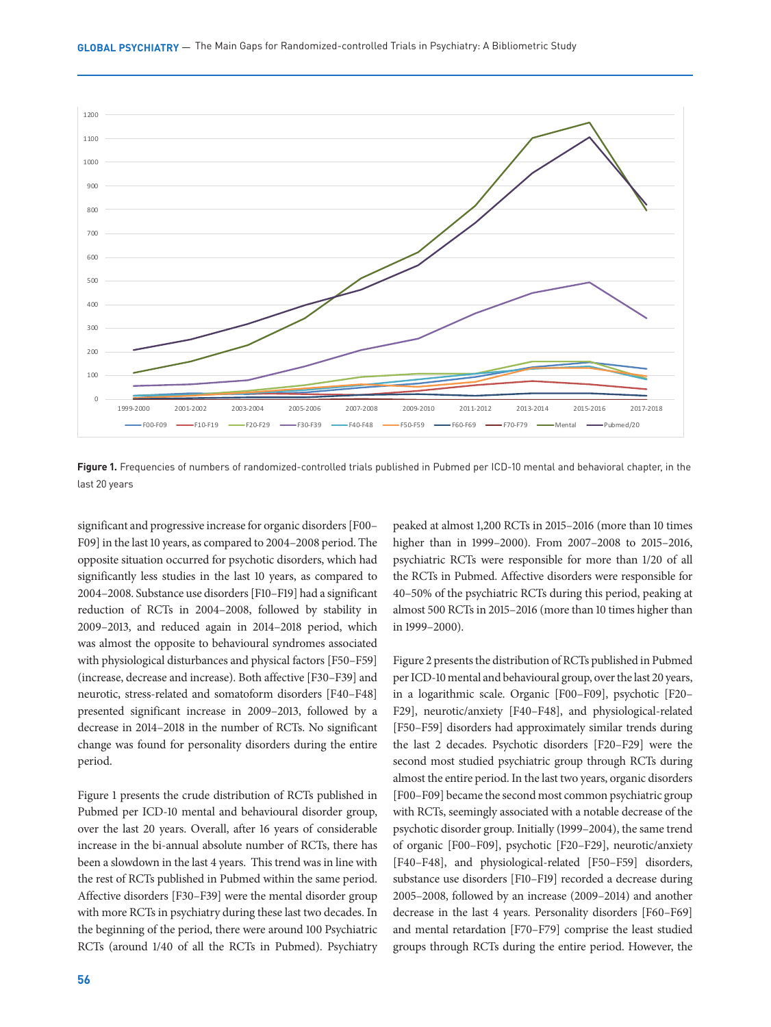Figure 1. Frequencies of numbers of randomized-controlled trials published in Pubmed per ICD-10 mental and behavioral chapter, in the last 20 years

significant and progressive increase for organic disorders [F00–F09] in the last 10 years, as compared to 2004–2008 period. The opposite situation occurred for psychotic disorders, which had significantly less studies in the last 10 years, as compared to 2004–2008. Substance use disorders [F10–F19] had a significant reduction of RCTs in 2004–2008, followed by stability in 2009–2013, and reduced again in 2014–2018 period, which was almost the opposite to behavioural syndromes associated with physiological disturbances and physical factors [F50–F59] (increase, decrease and increase). Both affective [F30–F39] and neurotic, stress-related and somatoform disorders [F40–F48] presented significant increase in 2009–2013, followed by a decrease in 2014–2018 in the number of RCTs. No significant change was found for personality disorders during the entire period.

Figure 1 presents the crude distribution of RCTs published in Pubmed per ICD-10 mental and behavioural disorder group, over the last 20 years. Overall, after 16 years of considerable increase in the bi-annual absolute number of RCTs, there has been a slowdown in the last 4 years. This trend was in line with the rest of RCTs published in Pubmed within the same period. Affective disorders [F30–F39] were the mental disorder group with more RCTs in psychiatry during these last two decades. In the beginning of the period, there were around 100 Psychiatric RCTs (around 1/40 of all the RCTs in Pubmed). Psychiatry peaked at almost 1,200 RCTs in 2015–2016 (more than 10 times higher than in 1999–2000). From 2007–2008 to 2015–2016, psychiatric RCTs were responsible for more than 1/20 of all the RCTs in Pubmed. Affective disorders were responsible for 40–50% of the psychiatric RCTs during this period, peaking at almost 500 RCTs in 2015–2016 (more than 10 times higher than in 1999–2000).

Figure 2 presents the distribution of RCTs published in Pubmed per ICD-10 mental and behavioural group, over the last 20 years, in a logarithmic scale. Organic [F00–F09], psychotic [F20–F29], neurotic/anxiety [F40–F48], and physiological-related [F50–F59] disorders had approximately similar trends during the last 2 decades. Psychotic disorders [F20–F29] were the second most studied psychiatric group through RCTs during almost the entire period. In the last two years, organic disorders [F00–F09] became the second most common psychiatric group with RCTs, seemingly associated with a notable decrease of the psychotic disorder group. Initially (1999–2004), the same trend of organic [F00–F09], psychotic [F20–F29], neurotic/anxiety [F40–F48], and physiological-related [F50–F59] disorders, substance use disorders [F10–F19] recorded a decrease during 2005–2008, followed by an increase (2009–2014) and another decrease in the last 4 years. Personality disorders [F60–F69] and mental retardation [F70–F79] comprise the least studied groups through RCTs during the entire period. However, the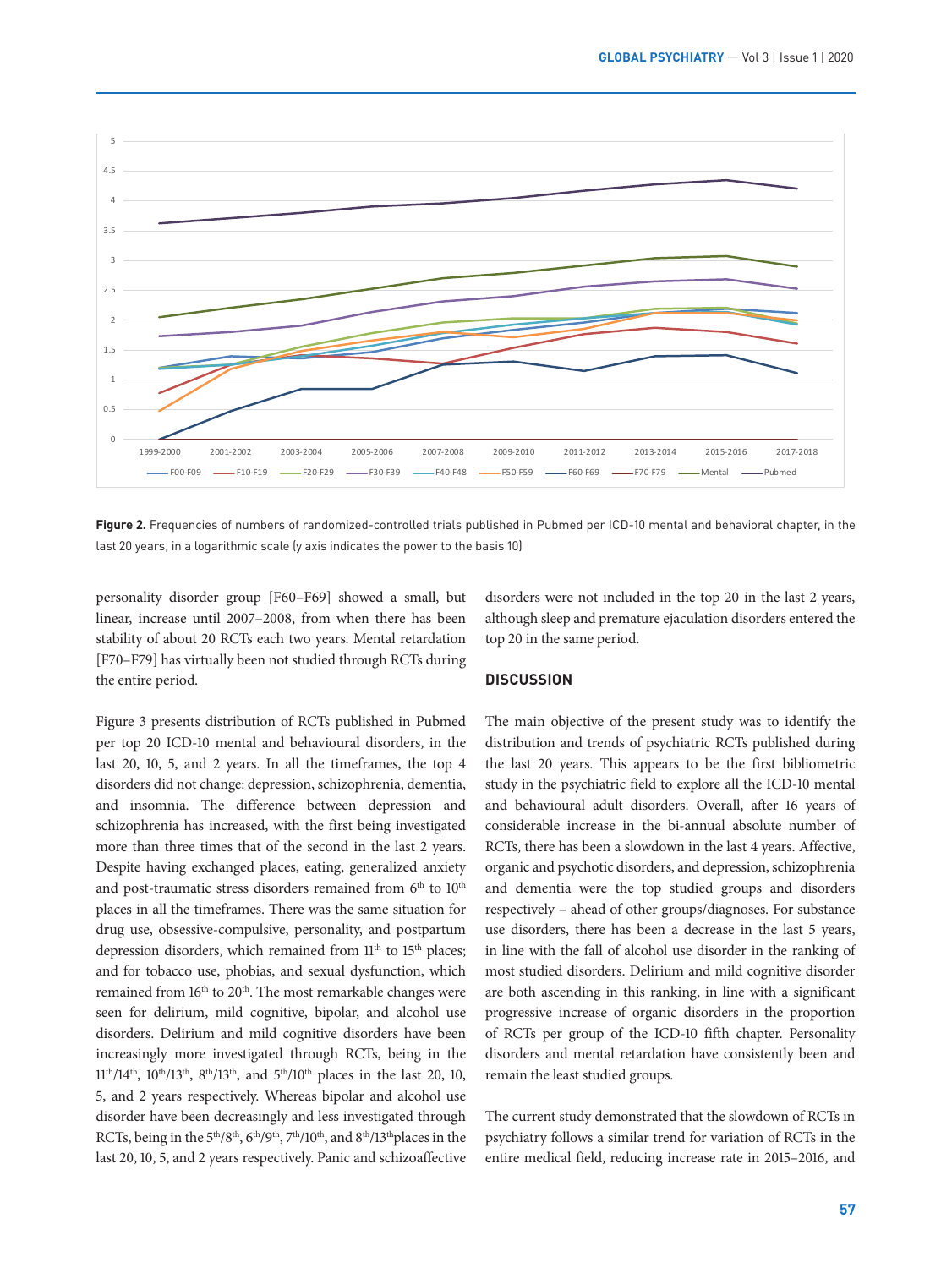Figure 2. Frequencies of numbers of randomized-controlled trials published in Pubmed per ICD-10 mental and behavioral chapter, in the last 20 years, in a logarithmic scale (y axis indicates the power to the basis 10)

personality disorder group [F60–F69] showed a small, but linear, increase until 2007–2008, from when there has been stability of about 20 RCTs each two years. Mental retardation [F70–F79] has virtually been not studied through RCTs during the entire period.

Figure 3 presents distribution of RCTs published in Pubmed per top 20 ICD-10 mental and behavioural disorders, in the last 20, 10, 5, and 2 years. In all the timeframes, the top 4 disorders did not change: depression, schizophrenia, dementia, and insomnia. The difference between depression and schizophrenia has increased, with the first being investigated more than three times that of the second in the last 2 years. Despite having exchanged places, eating, generalized anxiety and post-traumatic stress disorders remained from 6th to 10th places in all the timeframes. There was the same situation for drug use, obsessive-compulsive, personality, and postpartum depression disorders, which remained from 11th to 15th places; and for tobacco use, phobias, and sexual dysfunction, which remained from 16th to 20th. The most remarkable changes were seen for delirium, mild cognitive, bipolar, and alcohol use disorders. Delirium and mild cognitive disorders have been increasingly more investigated through RCTs, being in the 11th/14th, 10th/13th, 8th/13th, and 5th/10th places in the last 20, 10, 5, and 2 years respectively. Whereas bipolar and alcohol use disorder have been decreasingly and less investigated through RCTs, being in the 5th/8th, 6th/9th, 7th/10th, and 8th/13th places in the last 20, 10, 5, and 2 years respectively. Panic and schizoaffective disorders were not included in the top 20 in the last 2 years, although sleep and premature ejaculation disorders entered the top 20 in the same period.

## DISCUSSION

The main objective of the present study was to identify the distribution and trends of psychiatric RCTs published during the last 20 years. This appears to be the first bibliometric study in the psychiatric field to explore all the ICD-10 mental and behavioural adult disorders. Overall, after 16 years of considerable increase in the bi-annual absolute number of RCTs, there has been a slowdown in the last 4 years. Affective, organic and psychotic disorders, and depression, schizophrenia and dementia were the top studied groups and disorders respectively – ahead of other groups/diagnoses. For substance use disorders, there has been a decrease in the last 5 years, in line with the fall of alcohol use disorder in the ranking of most studied disorders. Delirium and mild cognitive disorder are both ascending in this ranking, in line with a significant progressive increase of organic disorders in the proportion of RCTs per group of the ICD-10 fifth chapter. Personality disorders and mental retardation have consistently been and remain the least studied groups.

The current study demonstrated that the slowdown of RCTs in psychiatry follows a similar trend for variation of RCTs in the entire medical field, reducing increase rate in 2015–2016, and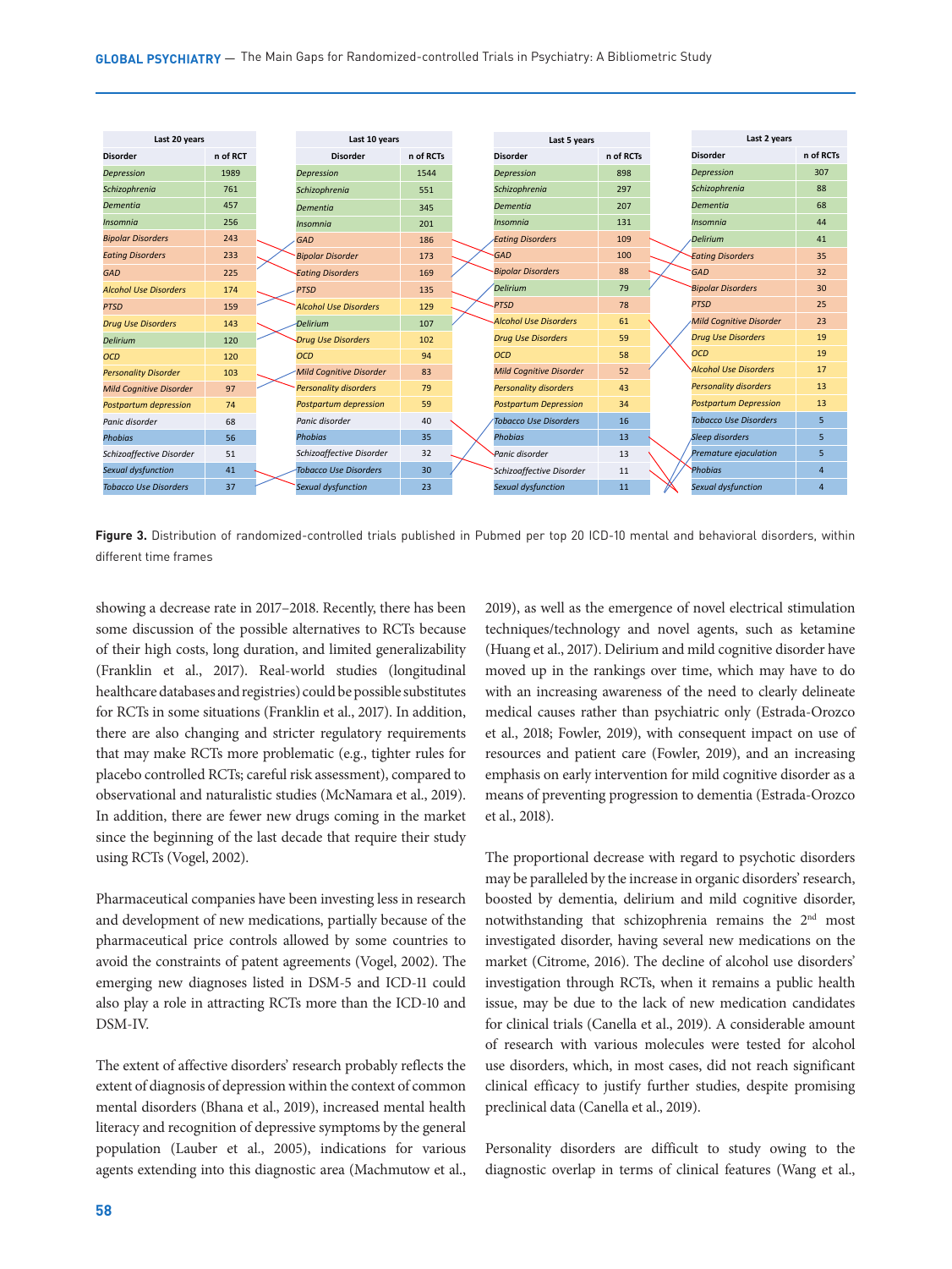| Last 20 years | | Last 10 years | | Last 5 years | | Last 2 years | |
|---|---|---|---|---|---|---|---|
| Disorder | n of RCT | Disorder | n of RCTs | Disorder | n of RCTs | Disorder | n of RCTs |
| *Depression* | 1989 | *Depression* | 1544 | *Depression* | 898 | *Depression* | 307 |
| *Schizophrenia* | 761 | *Schizophrenia* | 551 | *Schizophrenia* | 297 | *Schizophrenia* | 88 |
| *Dementia* | 457 | *Dementia* | 345 | *Dementia* | 207 | *Dementia* | 68 |
| *Insomnia* | 256 | *Insomnia* | 201 | *Insomnia* | 131 | *Insomnia* | 44 |
| *Bipolar Disorders* | 243 | *GAD* | 186 | *Eating Disorders* | 109 | *Delirium* | 41 |
| *Eating Disorders* | 233 | *Bipolar Disorder* | 173 | *GAD* | 100 | *Eating Disorders* | 35 |
| *GAD* | 225 | *Eating Disorders* | 169 | *Bipolar Disorders* | 88 | *GAD* | 32 |
| *Alcohol Use Disorders* | 174 | *PTSD* | 135 | *Delirium* | 79 | *Bipolar Disorders* | 30 |
| *PTSD* | 159 | *Alcohol Use Disorders* | 129 | *PTSD* | 78 | *PTSD* | 25 |
| *Drug Use Disorders* | 143 | *Delirium* | 107 | *Alcohol Use Disorders* | 61 | *Mild Cognitive Disorder* | 23 |
| *Delirium* | 120 | *Drug Use Disorders* | 102 | *Drug Use Disorders* | 59 | *Drug Use Disorders* | 19 |
| *OCD* | 120 | *OCD* | 94 | *OCD* | 58 | *OCD* | 19 |
| *Personality Disorder* | 103 | *Mild Cognitive Disorder* | 83 | *Mild Cognitive Disorder* | 52 | *Alcohol Use Disorders* | 17 |
| *Mild Cognitive Disorder* | 97 | *Personality disorders* | 79 | *Personality disorders* | 43 | *Personality disorders* | 13 |
| *Postpartum depression* | 74 | *Postpartum depression* | 59 | *Postpartum Depression* | 34 | *Postpartum Depression* | 13 |
| *Panic disorder* | 68 | *Panic disorder* | 40 | *Tobacco Use Disorders* | 16 | *Tobacco Use Disorders* | 5 |
| *Phobias* | 56 | *Phobias* | 35 | *Phobias* | 13 | *Sleep disorders* | 5 |
| *Schizoaffective Disorder* | 51 | *Schizoaffective Disorder* | 32 | *Panic disorder* | 13 | *Premature ejaculation* | 5 |
| *Sexual dysfunction* | 41 | *Tobacco Use Disorders* | 30 | *Schizoaffective Disorder* | 11 | *Phobias* | 4 |
| *Tobacco Use Disorders* | 37 | *Sexual dysfunction* | 23 | *Sexual dysfunction* | 11 | *Sexual dysfunction* | 4 |

**Figure 3.** Distribution of randomized-controlled trials published in Pubmed per top 20 ICD-10 mental and behavioral disorders, within different time frames

showing a decrease rate in 2017–2018. Recently, there has been some discussion of the possible alternatives to RCTs because of their high costs, long duration, and limited generalizability (Franklin et al., 2017). Real-world studies (longitudinal healthcare databases and registries) could be possible substitutes for RCTs in some situations (Franklin et al., 2017). In addition, there are also changing and stricter regulatory requirements that may make RCTs more problematic (e.g., tighter rules for placebo controlled RCTs; careful risk assessment), compared to observational and naturalistic studies (McNamara et al., 2019). In addition, there are fewer new drugs coming in the market since the beginning of the last decade that require their study using RCTs (Vogel, 2002).

Pharmaceutical companies have been investing less in research and development of new medications, partially because of the pharmaceutical price controls allowed by some countries to avoid the constraints of patent agreements (Vogel, 2002). The emerging new diagnoses listed in DSM-5 and ICD-11 could also play a role in attracting RCTs more than the ICD-10 and DSM-IV.

The extent of affective disorders' research probably reflects the extent of diagnosis of depression within the context of common mental disorders (Bhana et al., 2019), increased mental health literacy and recognition of depressive symptoms by the general population (Lauber et al., 2005), indications for various agents extending into this diagnostic area (Machmutow et al., 2019), as well as the emergence of novel electrical stimulation techniques/technology and novel agents, such as ketamine (Huang et al., 2017). Delirium and mild cognitive disorder have moved up in the rankings over time, which may have to do with an increasing awareness of the need to clearly delineate medical causes rather than psychiatric only (Estrada-Orozco et al., 2018; Fowler, 2019), with consequent impact on use of resources and patient care (Fowler, 2019), and an increasing emphasis on early intervention for mild cognitive disorder as a means of preventing progression to dementia (Estrada-Orozco et al., 2018).

The proportional decrease with regard to psychotic disorders may be paralleled by the increase in organic disorders' research, boosted by dementia, delirium and mild cognitive disorder, notwithstanding that schizophrenia remains the 2nd most investigated disorder, having several new medications on the market (Citrome, 2016). The decline of alcohol use disorders' investigation through RCTs, when it remains a public health issue, may be due to the lack of new medication candidates for clinical trials (Canella et al., 2019). A considerable amount of research with various molecules were tested for alcohol use disorders, which, in most cases, did not reach significant clinical efficacy to justify further studies, despite promising preclinical data (Canella et al., 2019).

Personality disorders are difficult to study owing to the diagnostic overlap in terms of clinical features (Wang et al.,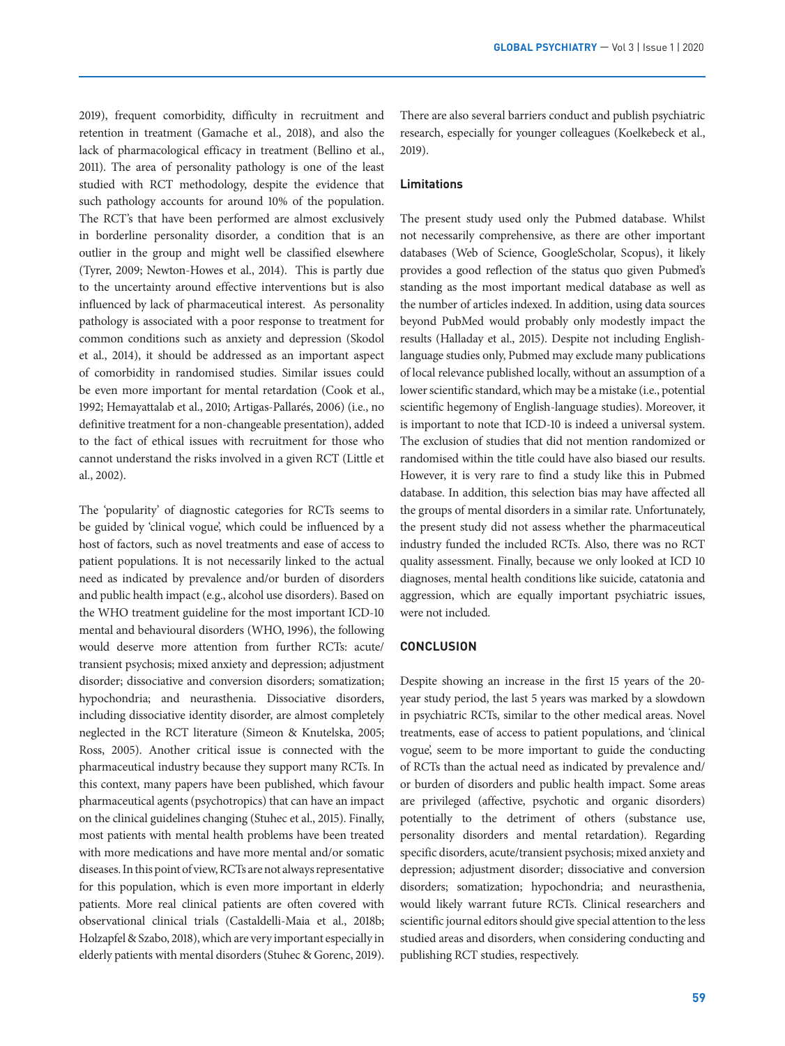2019), frequent comorbidity, difficulty in recruitment and retention in treatment (Gamache et al., 2018), and also the lack of pharmacological efficacy in treatment (Bellino et al., 2011). The area of personality pathology is one of the least studied with RCT methodology, despite the evidence that such pathology accounts for around 10% of the population. The RCT's that have been performed are almost exclusively in borderline personality disorder, a condition that is an outlier in the group and might well be classified elsewhere (Tyrer, 2009; Newton-Howes et al., 2014). This is partly due to the uncertainty around effective interventions but is also influenced by lack of pharmaceutical interest. As personality pathology is associated with a poor response to treatment for common conditions such as anxiety and depression (Skodol et al., 2014), it should be addressed as an important aspect of comorbidity in randomised studies. Similar issues could be even more important for mental retardation (Cook et al., 1992; Hemayattalab et al., 2010; Artigas-Pallarés, 2006) (i.e., no definitive treatment for a non-changeable presentation), added to the fact of ethical issues with recruitment for those who cannot understand the risks involved in a given RCT (Little et al., 2002).

The 'popularity' of diagnostic categories for RCTs seems to be guided by 'clinical vogue', which could be influenced by a host of factors, such as novel treatments and ease of access to patient populations. It is not necessarily linked to the actual need as indicated by prevalence and/or burden of disorders and public health impact (e.g., alcohol use disorders). Based on the WHO treatment guideline for the most important ICD-10 mental and behavioural disorders (WHO, 1996), the following would deserve more attention from further RCTs: acute/transient psychosis; mixed anxiety and depression; adjustment disorder; dissociative and conversion disorders; somatization; hypochondria; and neurasthenia. Dissociative disorders, including dissociative identity disorder, are almost completely neglected in the RCT literature (Simeon & Knutelska, 2005; Ross, 2005). Another critical issue is connected with the pharmaceutical industry because they support many RCTs. In this context, many papers have been published, which favour pharmaceutical agents (psychotropics) that can have an impact on the clinical guidelines changing (Stuhec et al., 2015). Finally, most patients with mental health problems have been treated with more medications and have more mental and/or somatic diseases. In this point of view, RCTs are not always representative for this population, which is even more important in elderly patients. More real clinical patients are often covered with observational clinical trials (Castaldelli-Maia et al., 2018b; Holzapfel & Szabo, 2018), which are very important especially in elderly patients with mental disorders (Stuhec & Gorenc, 2019). There are also several barriers conduct and publish psychiatric research, especially for younger colleagues (Koelkebeck et al., 2019).

### Limitations

The present study used only the Pubmed database. Whilst not necessarily comprehensive, as there are other important databases (Web of Science, GoogleScholar, Scopus), it likely provides a good reflection of the status quo given Pubmed's standing as the most important medical database as well as the number of articles indexed. In addition, using data sources beyond PubMed would probably only modestly impact the results (Halladay et al., 2015). Despite not including English-language studies only, Pubmed may exclude many publications of local relevance published locally, without an assumption of a lower scientific standard, which may be a mistake (i.e., potential scientific hegemony of English-language studies). Moreover, it is important to note that ICD-10 is indeed a universal system. The exclusion of studies that did not mention randomized or randomised within the title could have also biased our results. However, it is very rare to find a study like this in Pubmed database. In addition, this selection bias may have affected all the groups of mental disorders in a similar rate. Unfortunately, the present study did not assess whether the pharmaceutical industry funded the included RCTs. Also, there was no RCT quality assessment. Finally, because we only looked at ICD 10 diagnoses, mental health conditions like suicide, catatonia and aggression, which are equally important psychiatric issues, were not included.

## CONCLUSION

Despite showing an increase in the first 15 years of the 20-year study period, the last 5 years was marked by a slowdown in psychiatric RCTs, similar to the other medical areas. Novel treatments, ease of access to patient populations, and 'clinical vogue', seem to be more important to guide the conducting of RCTs than the actual need as indicated by prevalence and/or burden of disorders and public health impact. Some areas are privileged (affective, psychotic and organic disorders) potentially to the detriment of others (substance use, personality disorders and mental retardation). Regarding specific disorders, acute/transient psychosis; mixed anxiety and depression; adjustment disorder; dissociative and conversion disorders; somatization; hypochondria; and neurasthenia, would likely warrant future RCTs. Clinical researchers and scientific journal editors should give special attention to the less studied areas and disorders, when considering conducting and publishing RCT studies, respectively.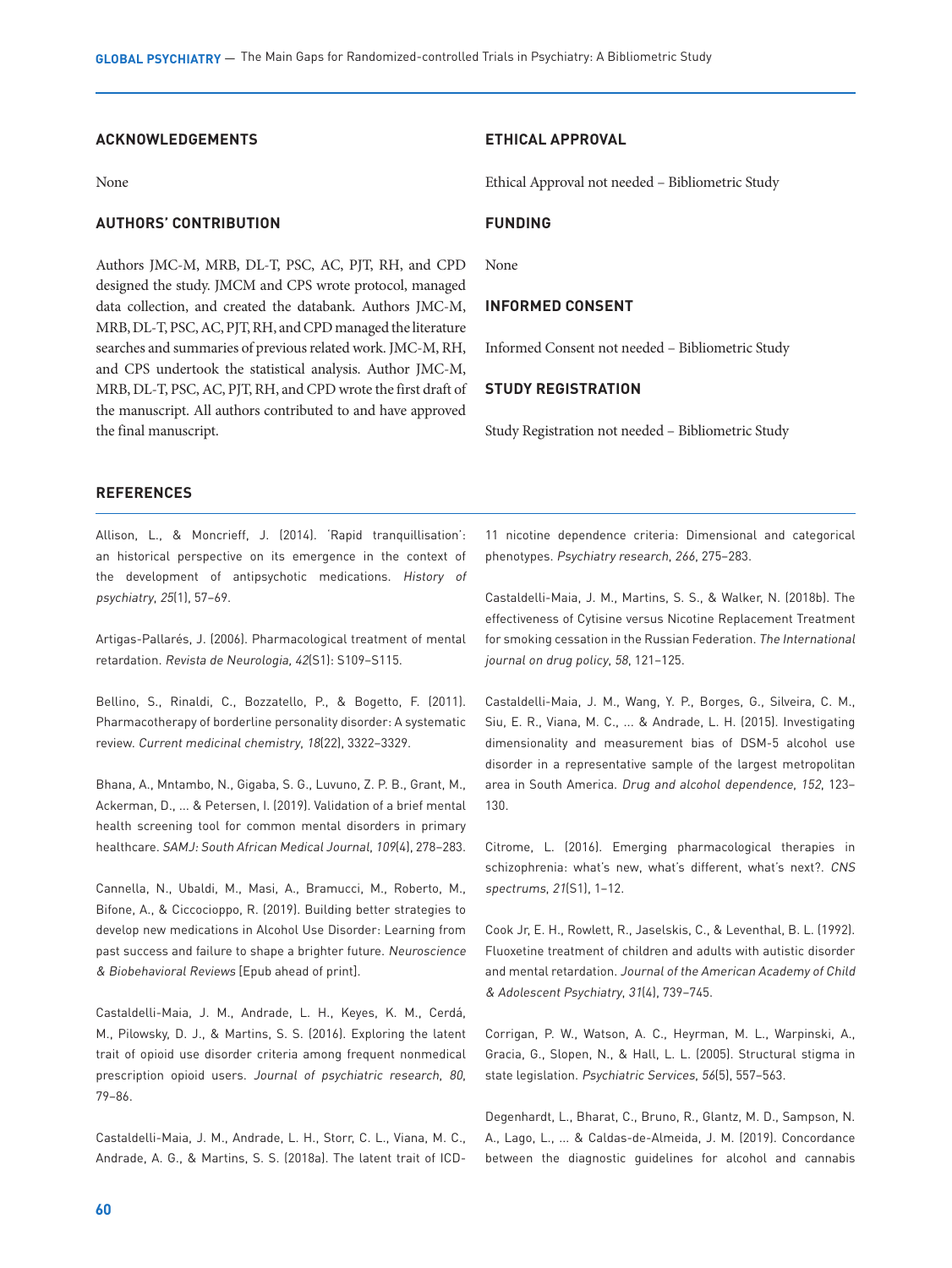## ACKNOWLEDGEMENTS

None

## AUTHORS' CONTRIBUTION

Authors JMC-M, MRB, DL-T, PSC, AC, PJT, RH, and CPD designed the study. JMCM and CPS wrote protocol, managed data collection, and created the databank. Authors JMC-M, MRB, DL-T, PSC, AC, PJT, RH, and CPD managed the literature searches and summaries of previous related work. JMC-M, RH, and CPS undertook the statistical analysis. Author JMC-M, MRB, DL-T, PSC, AC, PJT, RH, and CPD wrote the first draft of the manuscript. All authors contributed to and have approved the final manuscript.

## ETHICAL APPROVAL

Ethical Approval not needed – Bibliometric Study

## FUNDING

None

## INFORMED CONSENT

Informed Consent not needed – Bibliometric Study

## STUDY REGISTRATION

Study Registration not needed – Bibliometric Study

## REFERENCES

Allison, L., & Moncrieff, J. (2014). 'Rapid tranquillisation': an historical perspective on its emergence in the context of the development of antipsychotic medications. *History of psychiatry*, *25*(1), 57–69.

Artigas-Pallarés, J. (2006). Pharmacological treatment of mental retardation. *Revista de Neurologia, 42*(S1): S109–S115.

Bellino, S., Rinaldi, C., Bozzatello, P., & Bogetto, F. (2011). Pharmacotherapy of borderline personality disorder: A systematic review. *Current medicinal chemistry*, *18*(22), 3322–3329.

Bhana, A., Mntambo, N., Gigaba, S. G., Luvuno, Z. P. B., Grant, M., Ackerman, D., ... & Petersen, I. (2019). Validation of a brief mental health screening tool for common mental disorders in primary healthcare. *SAMJ: South African Medical Journal*, *109*(4), 278–283.

Cannella, N., Ubaldi, M., Masi, A., Bramucci, M., Roberto, M., Bifone, A., & Ciccocioppo, R. (2019). Building better strategies to develop new medications in Alcohol Use Disorder: Learning from past success and failure to shape a brighter future. *Neuroscience & Biobehavioral Reviews* [Epub ahead of print].

Castaldelli-Maia, J. M., Andrade, L. H., Keyes, K. M., Cerdá, M., Pilowsky, D. J., & Martins, S. S. (2016). Exploring the latent trait of opioid use disorder criteria among frequent nonmedical prescription opioid users. *Journal of psychiatric research*, *80*, 79–86.

Castaldelli-Maia, J. M., Andrade, L. H., Storr, C. L., Viana, M. C., Andrade, A. G., & Martins, S. S. (2018a). The latent trait of ICD-11 nicotine dependence criteria: Dimensional and categorical phenotypes. *Psychiatry research*, *266*, 275–283.

Castaldelli-Maia, J. M., Martins, S. S., & Walker, N. (2018b). The effectiveness of Cytisine versus Nicotine Replacement Treatment for smoking cessation in the Russian Federation. *The International journal on drug policy*, *58*, 121–125.

Castaldelli-Maia, J. M., Wang, Y. P., Borges, G., Silveira, C. M., Siu, E. R., Viana, M. C., ... & Andrade, L. H. (2015). Investigating dimensionality and measurement bias of DSM-5 alcohol use disorder in a representative sample of the largest metropolitan area in South America. *Drug and alcohol dependence*, *152*, 123–130.

Citrome, L. (2016). Emerging pharmacological therapies in schizophrenia: what's new, what's different, what's next?. *CNS spectrums*, *21*(S1), 1–12.

Cook Jr, E. H., Rowlett, R., Jaselskis, C., & Leventhal, B. L. (1992). Fluoxetine treatment of children and adults with autistic disorder and mental retardation. *Journal of the American Academy of Child & Adolescent Psychiatry*, *31*(4), 739–745.

Corrigan, P. W., Watson, A. C., Heyrman, M. L., Warpinski, A., Gracia, G., Slopen, N., & Hall, L. L. (2005). Structural stigma in state legislation. *Psychiatric Services*, *56*(5), 557–563.

Degenhardt, L., Bharat, C., Bruno, R., Glantz, M. D., Sampson, N. A., Lago, L., ... & Caldas-de-Almeida, J. M. (2019). Concordance between the diagnostic guidelines for alcohol and cannabis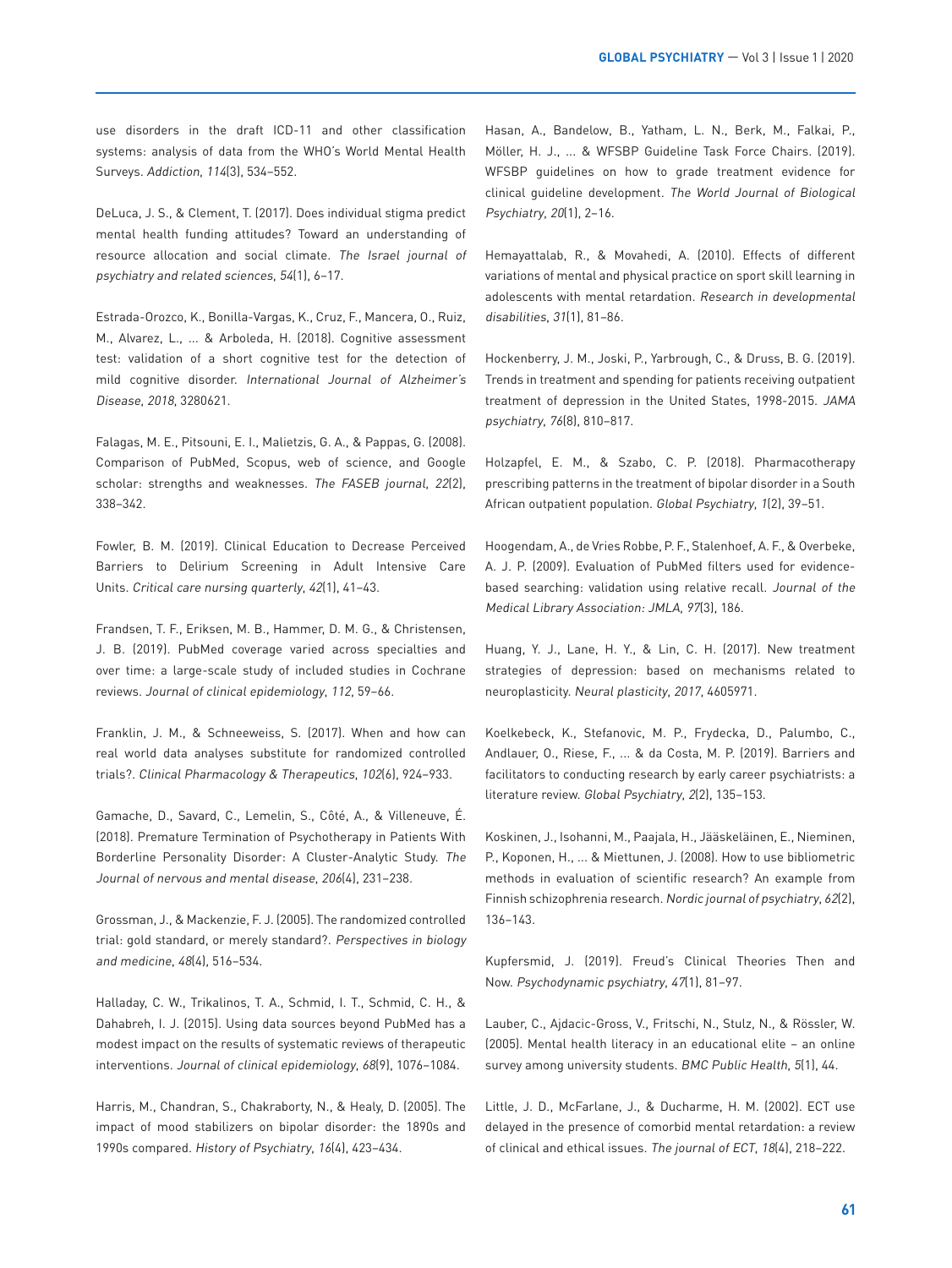use disorders in the draft ICD-11 and other classification systems: analysis of data from the WHO's World Mental Health Surveys. *Addiction*, *114*(3), 534–552.

DeLuca, J. S., & Clement, T. (2017). Does individual stigma predict mental health funding attitudes? Toward an understanding of resource allocation and social climate. *The Israel journal of psychiatry and related sciences*, *54*(1), 6–17.

Estrada-Orozco, K., Bonilla-Vargas, K., Cruz, F., Mancera, O., Ruiz, M., Alvarez, L., ... & Arboleda, H. (2018). Cognitive assessment test: validation of a short cognitive test for the detection of mild cognitive disorder. *International Journal of Alzheimer's Disease*, *2018*, 3280621.

Falagas, M. E., Pitsouni, E. I., Malietzis, G. A., & Pappas, G. (2008). Comparison of PubMed, Scopus, web of science, and Google scholar: strengths and weaknesses. *The FASEB journal*, *22*(2), 338–342.

Fowler, B. M. (2019). Clinical Education to Decrease Perceived Barriers to Delirium Screening in Adult Intensive Care Units. *Critical care nursing quarterly*, *42*(1), 41–43.

Frandsen, T. F., Eriksen, M. B., Hammer, D. M. G., & Christensen, J. B. (2019). PubMed coverage varied across specialties and over time: a large-scale study of included studies in Cochrane reviews. *Journal of clinical epidemiology*, *112*, 59–66.

Franklin, J. M., & Schneeweiss, S. (2017). When and how can real world data analyses substitute for randomized controlled trials?. *Clinical Pharmacology & Therapeutics*, *102*(6), 924–933.

Gamache, D., Savard, C., Lemelin, S., Côté, A., & Villeneuve, É. (2018). Premature Termination of Psychotherapy in Patients With Borderline Personality Disorder: A Cluster-Analytic Study. *The Journal of nervous and mental disease*, *206*(4), 231–238.

Grossman, J., & Mackenzie, F. J. (2005). The randomized controlled trial: gold standard, or merely standard?. *Perspectives in biology and medicine*, *48*(4), 516–534.

Halladay, C. W., Trikalinos, T. A., Schmid, I. T., Schmid, C. H., & Dahabreh, I. J. (2015). Using data sources beyond PubMed has a modest impact on the results of systematic reviews of therapeutic interventions. *Journal of clinical epidemiology*, *68*(9), 1076–1084.

Harris, M., Chandran, S., Chakraborty, N., & Healy, D. (2005). The impact of mood stabilizers on bipolar disorder: the 1890s and 1990s compared. *History of Psychiatry*, *16*(4), 423–434.

Hasan, A., Bandelow, B., Yatham, L. N., Berk, M., Falkai, P., Möller, H. J., ... & WFSBP Guideline Task Force Chairs. (2019). WFSBP guidelines on how to grade treatment evidence for clinical guideline development. *The World Journal of Biological Psychiatry*, *20*(1), 2–16.

Hemayattalab, R., & Movahedi, A. (2010). Effects of different variations of mental and physical practice on sport skill learning in adolescents with mental retardation. *Research in developmental disabilities*, *31*(1), 81–86.

Hockenberry, J. M., Joski, P., Yarbrough, C., & Druss, B. G. (2019). Trends in treatment and spending for patients receiving outpatient treatment of depression in the United States, 1998-2015. *JAMA psychiatry*, *76*(8), 810–817.

Holzapfel, E. M., & Szabo, C. P. (2018). Pharmacotherapy prescribing patterns in the treatment of bipolar disorder in a South African outpatient population. *Global Psychiatry*, *1*(2), 39–51.

Hoogendam, A., de Vries Robbe, P. F., Stalenhoef, A. F., & Overbeke, A. J. P. (2009). Evaluation of PubMed filters used for evidence-based searching: validation using relative recall. *Journal of the Medical Library Association: JMLA*, *97*(3), 186.

Huang, Y. J., Lane, H. Y., & Lin, C. H. (2017). New treatment strategies of depression: based on mechanisms related to neuroplasticity. *Neural plasticity*, *2017*, 4605971.

Koelkebeck, K., Stefanovic, M. P., Frydecka, D., Palumbo, C., Andlauer, O., Riese, F., ... & da Costa, M. P. (2019). Barriers and facilitators to conducting research by early career psychiatrists: a literature review. *Global Psychiatry*, *2*(2), 135–153.

Koskinen, J., Isohanni, M., Paajala, H., Jääskeläinen, E., Nieminen, P., Koponen, H., ... & Miettunen, J. (2008). How to use bibliometric methods in evaluation of scientific research? An example from Finnish schizophrenia research. *Nordic journal of psychiatry*, *62*(2), 136–143.

Kupfersmid, J. (2019). Freud's Clinical Theories Then and Now. *Psychodynamic psychiatry*, *47*(1), 81–97.

Lauber, C., Ajdacic-Gross, V., Fritschi, N., Stulz, N., & Rössler, W. (2005). Mental health literacy in an educational elite – an online survey among university students. *BMC Public Health*, *5*(1), 44.

Little, J. D., McFarlane, J., & Ducharme, H. M. (2002). ECT use delayed in the presence of comorbid mental retardation: a review of clinical and ethical issues. *The journal of ECT*, *18*(4), 218–222.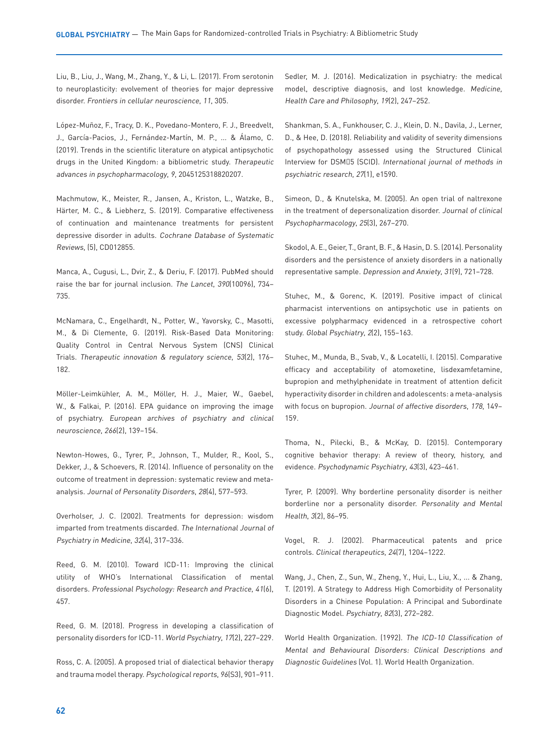Liu, B., Liu, J., Wang, M., Zhang, Y., & Li, L. (2017). From serotonin to neuroplasticity: evolvement of theories for major depressive disorder. *Frontiers in cellular neuroscience*, *11*, 305.

López-Muñoz, F., Tracy, D. K., Povedano-Montero, F. J., Breedvelt, J., García-Pacios, J., Fernández-Martín, M. P., ... & Álamo, C. (2019). Trends in the scientific literature on atypical antipsychotic drugs in the United Kingdom: a bibliometric study. *Therapeutic advances in psychopharmacology*, *9*, 2045125318820207.

Machmutow, K., Meister, R., Jansen, A., Kriston, L., Watzke, B., Härter, M. C., & Liebherz, S. (2019). Comparative effectiveness of continuation and maintenance treatments for persistent depressive disorder in adults. *Cochrane Database of Systematic Reviews*, (5), CD012855.

Manca, A., Cugusi, L., Dvir, Z., & Deriu, F. (2017). PubMed should raise the bar for journal inclusion. *The Lancet*, *390*(10096), 734–735.

McNamara, C., Engelhardt, N., Potter, W., Yavorsky, C., Masotti, M., & Di Clemente, G. (2019). Risk-Based Data Monitoring: Quality Control in Central Nervous System (CNS) Clinical Trials. *Therapeutic innovation & regulatory science*, *53*(2), 176–182.

Möller-Leimkühler, A. M., Möller, H. J., Maier, W., Gaebel, W., & Falkai, P. (2016). EPA guidance on improving the image of psychiatry. *European archives of psychiatry and clinical neuroscience*, *266*(2), 139–154.

Newton-Howes, G., Tyrer, P., Johnson, T., Mulder, R., Kool, S., Dekker, J., & Schoevers, R. (2014). Influence of personality on the outcome of treatment in depression: systematic review and meta-analysis. *Journal of Personality Disorders*, *28*(4), 577–593.

Overholser, J. C. (2002). Treatments for depression: wisdom imparted from treatments discarded. *The International Journal of Psychiatry in Medicine*, *32*(4), 317–336.

Reed, G. M. (2010). Toward ICD-11: Improving the clinical utility of WHO's International Classification of mental disorders. *Professional Psychology: Research and Practice*, *41*(6), 457.

Reed, G. M. (2018). Progress in developing a classification of personality disorders for ICD-11. *World Psychiatry*, *17*(2), 227–229.

Ross, C. A. (2005). A proposed trial of dialectical behavior therapy and trauma model therapy. *Psychological reports*, *96*(S3), 901–911.

Sedler, M. J. (2016). Medicalization in psychiatry: the medical model, descriptive diagnosis, and lost knowledge. *Medicine, Health Care and Philosophy*, *19*(2), 247–252.

Shankman, S. A., Funkhouser, C. J., Klein, D. N., Davila, J., Lerner, D., & Hee, D. (2018). Reliability and validity of severity dimensions of psychopathology assessed using the Structured Clinical Interview for DSM5 (SCID). *International journal of methods in psychiatric research*, *27*(1), e1590.

Simeon, D., & Knutelska, M. (2005). An open trial of naltrexone in the treatment of depersonalization disorder. *Journal of clinical Psychopharmacology*, *25*(3), 267–270.

Skodol, A. E., Geier, T., Grant, B. F., & Hasin, D. S. (2014). Personality disorders and the persistence of anxiety disorders in a nationally representative sample. *Depression and Anxiety*, *31*(9), 721–728.

Stuhec, M., & Gorenc, K. (2019). Positive impact of clinical pharmacist interventions on antipsychotic use in patients on excessive polypharmacy evidenced in a retrospective cohort study. *Global Psychiatry*, *2*(2), 155–163.

Stuhec, M., Munda, B., Svab, V., & Locatelli, I. (2015). Comparative efficacy and acceptability of atomoxetine, lisdexamfetamine, bupropion and methylphenidate in treatment of attention deficit hyperactivity disorder in children and adolescents: a meta-analysis with focus on bupropion. *Journal of affective disorders*, *178*, 149–159.

Thoma, N., Pilecki, B., & McKay, D. (2015). Contemporary cognitive behavior therapy: A review of theory, history, and evidence. *Psychodynamic Psychiatry*, *43*(3), 423–461.

Tyrer, P. (2009). Why borderline personality disorder is neither borderline nor a personality disorder. *Personality and Mental Health*, *3*(2), 86–95.

Vogel, R. J. (2002). Pharmaceutical patents and price controls. *Clinical therapeutics*, *24*(7), 1204–1222.

Wang, J., Chen, Z., Sun, W., Zheng, Y., Hui, L., Liu, X., ... & Zhang, T. (2019). A Strategy to Address High Comorbidity of Personality Disorders in a Chinese Population: A Principal and Subordinate Diagnostic Model. *Psychiatry*, *82*(3), 272–282.

World Health Organization. (1992). *The ICD-10 Classification of Mental and Behavioural Disorders: Clinical Descriptions and Diagnostic Guidelines* (Vol. 1). World Health Organization.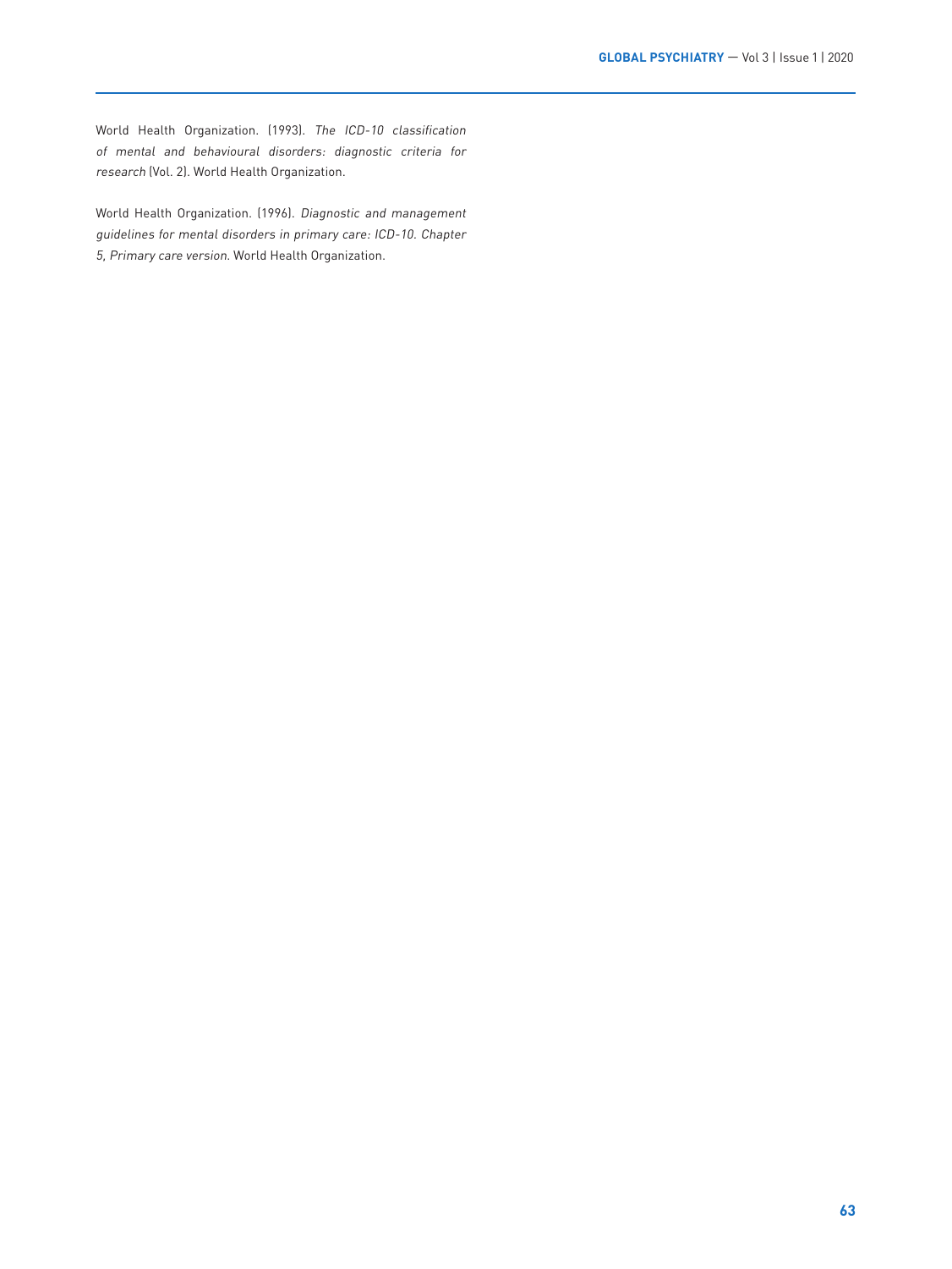World Health Organization. (1993). *The ICD-10 classification of mental and behavioural disorders: diagnostic criteria for research* (Vol. 2). World Health Organization.

World Health Organization. (1996). *Diagnostic and management guidelines for mental disorders in primary care: ICD-10. Chapter 5, Primary care version.* World Health Organization.